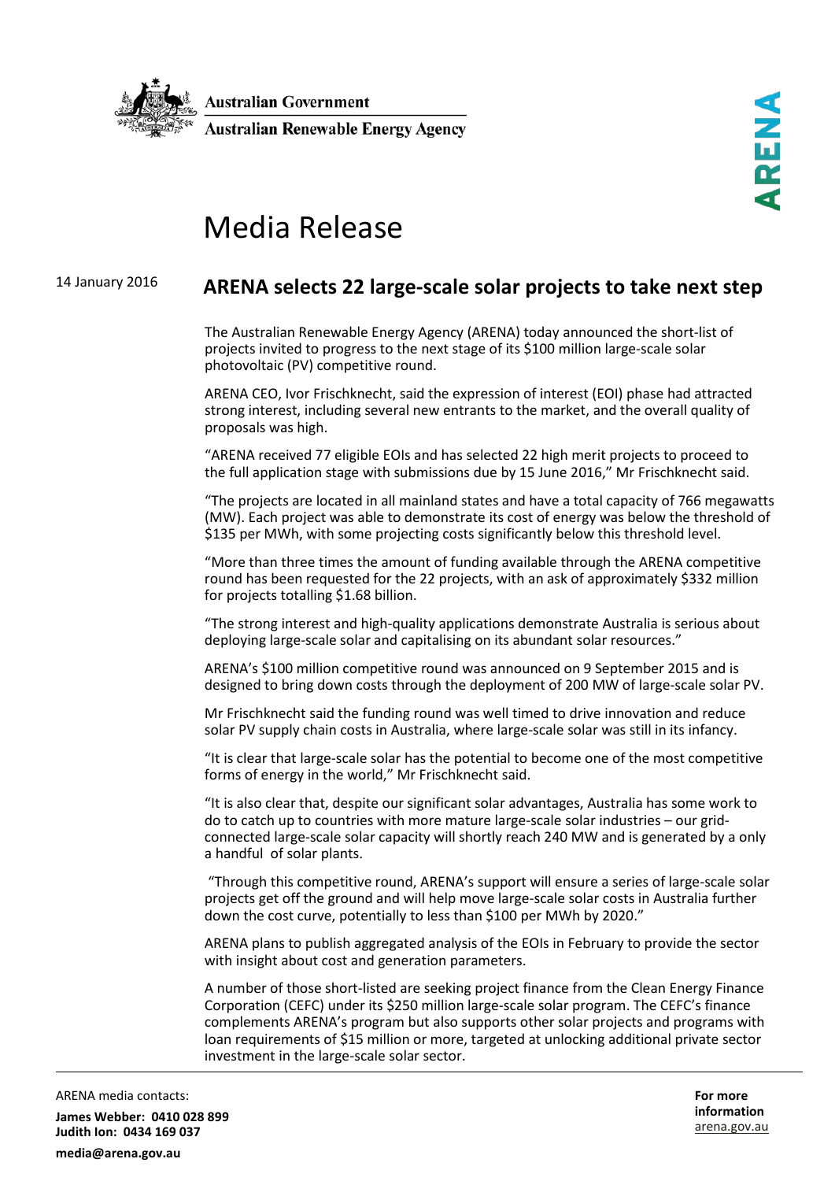Australian Government

Australian Renewable Energy Agency

ARENA

# Media Release

14 January 2016

## ARENA selects 22 large-scale solar projects to take next step

The Australian Renewable Energy Agency (ARENA) today announced the short-list of projects invited to progress to the next stage of its $100 million large-scale solar photovoltaic (PV) competitive round.

ARENA CEO, Ivor Frischknecht, said the expression of interest (EOI) phase had attracted strong interest, including several new entrants to the market, and the overall quality of proposals was high.

"ARENA received 77 eligible EOIs and has selected 22 high merit projects to proceed to the full application stage with submissions due by 15 June 2016," Mr Frischknecht said.

"The projects are located in all mainland states and have a total capacity of 766 megawatts (MW). Each project was able to demonstrate its cost of energy was below the threshold of $135 per MWh, with some projecting costs significantly below this threshold level.

"More than three times the amount of funding available through the ARENA competitive round has been requested for the 22 projects, with an ask of approximately $332 million for projects totalling $1.68 billion.

"The strong interest and high-quality applications demonstrate Australia is serious about deploying large-scale solar and capitalising on its abundant solar resources."

ARENA's $100 million competitive round was announced on 9 September 2015 and is designed to bring down costs through the deployment of 200 MW of large-scale solar PV.

Mr Frischknecht said the funding round was well timed to drive innovation and reduce solar PV supply chain costs in Australia, where large-scale solar was still in its infancy.

"It is clear that large-scale solar has the potential to become one of the most competitive forms of energy in the world," Mr Frischknecht said.

"It is also clear that, despite our significant solar advantages, Australia has some work to do to catch up to countries with more mature large-scale solar industries – our grid-connected large-scale solar capacity will shortly reach 240 MW and is generated by a only a handful of solar plants.

"Through this competitive round, ARENA's support will ensure a series of large-scale solar projects get off the ground and will help move large-scale solar costs in Australia further down the cost curve, potentially to less than $100 per MWh by 2020."

ARENA plans to publish aggregated analysis of the EOIs in February to provide the sector with insight about cost and generation parameters.

A number of those short-listed are seeking project finance from the Clean Energy Finance Corporation (CEFC) under its $250 million large-scale solar program. The CEFC's finance complements ARENA's program but also supports other solar projects and programs with loan requirements of $15 million or more, targeted at unlocking additional private sector investment in the large-scale solar sector.

ARENA media contacts:

**James Webber: 0410 028 899**
**Judith Ion: 0434 169 037**

**media@arena.gov.au**

**For more information**
arena.gov.au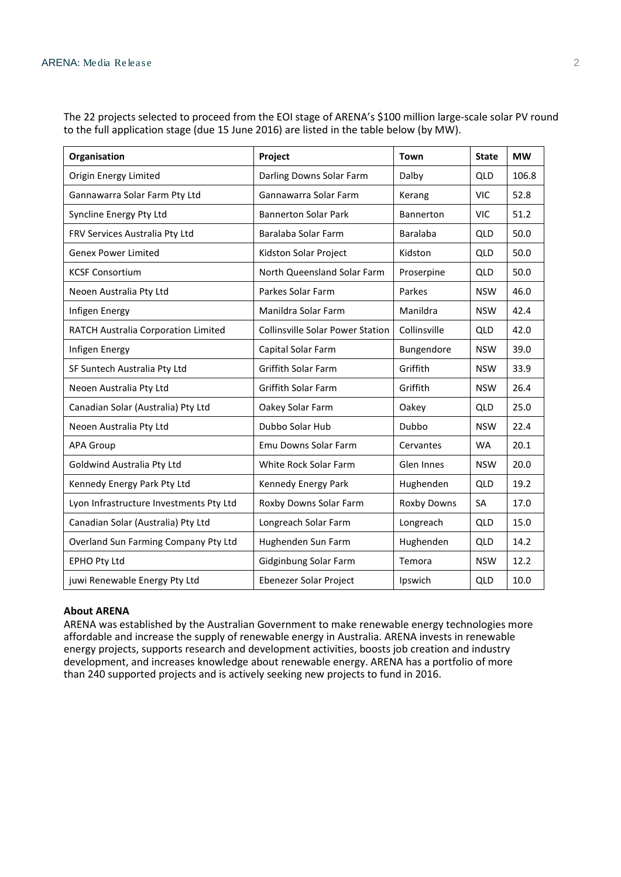The 22 projects selected to proceed from the EOI stage of ARENA's $100 million large-scale solar PV round to the full application stage (due 15 June 2016) are listed in the table below (by MW).

| Organisation | Project | Town | State | MW |
|---|---|---|---|---|
| Origin Energy Limited | Darling Downs Solar Farm | Dalby | QLD | 106.8 |
| Gannawarra Solar Farm Pty Ltd | Gannawarra Solar Farm | Kerang | VIC | 52.8 |
| Syncline Energy Pty Ltd | Bannerton Solar Park | Bannerton | VIC | 51.2 |
| FRV Services Australia Pty Ltd | Baralaba Solar Farm | Baralaba | QLD | 50.0 |
| Genex Power Limited | Kidston Solar Project | Kidston | QLD | 50.0 |
| KCSF Consortium | North Queensland Solar Farm | Proserpine | QLD | 50.0 |
| Neoen Australia Pty Ltd | Parkes Solar Farm | Parkes | NSW | 46.0 |
| Infigen Energy | Manildra Solar Farm | Manildra | NSW | 42.4 |
| RATCH Australia Corporation Limited | Collinsville Solar Power Station | Collinsville | QLD | 42.0 |
| Infigen Energy | Capital Solar Farm | Bungendore | NSW | 39.0 |
| SF Suntech Australia Pty Ltd | Griffith Solar Farm | Griffith | NSW | 33.9 |
| Neoen Australia Pty Ltd | Griffith Solar Farm | Griffith | NSW | 26.4 |
| Canadian Solar (Australia) Pty Ltd | Oakey Solar Farm | Oakey | QLD | 25.0 |
| Neoen Australia Pty Ltd | Dubbo Solar Hub | Dubbo | NSW | 22.4 |
| APA Group | Emu Downs Solar Farm | Cervantes | WA | 20.1 |
| Goldwind Australia Pty Ltd | White Rock Solar Farm | Glen Innes | NSW | 20.0 |
| Kennedy Energy Park Pty Ltd | Kennedy Energy Park | Hughenden | QLD | 19.2 |
| Lyon Infrastructure Investments Pty Ltd | Roxby Downs Solar Farm | Roxby Downs | SA | 17.0 |
| Canadian Solar (Australia) Pty Ltd | Longreach Solar Farm | Longreach | QLD | 15.0 |
| Overland Sun Farming Company Pty Ltd | Hughenden Sun Farm | Hughenden | QLD | 14.2 |
| EPHO Pty Ltd | Gidginbung Solar Farm | Temora | NSW | 12.2 |
| juwi Renewable Energy Pty Ltd | Ebenezer Solar Project | Ipswich | QLD | 10.0 |

**About ARENA**

ARENA was established by the Australian Government to make renewable energy technologies more affordable and increase the supply of renewable energy in Australia. ARENA invests in renewable energy projects, supports research and development activities, boosts job creation and industry development, and increases knowledge about renewable energy. ARENA has a portfolio of more than 240 supported projects and is actively seeking new projects to fund in 2016.